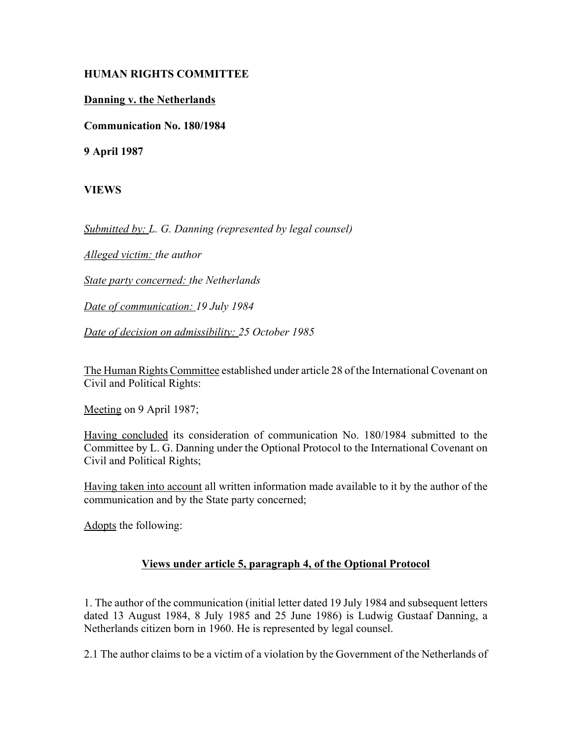**HUMAN RIGHTS COMMITTEE**

**Danning v. the Netherlands**

**Communication No. 180/1984**

**9 April 1987**

**VIEWS**

*Submitted by: L. G. Danning (represented by legal counsel)*

*Alleged victim: the author*

*State party concerned: the Netherlands*

*Date of communication: 19 July 1984*

*Date of decision on admissibility: 25 October 1985*

The Human Rights Committee established under article 28 of the International Covenant on Civil and Political Rights:

Meeting on 9 April 1987;

Having concluded its consideration of communication No. 180/1984 submitted to the Committee by L. G. Danning under the Optional Protocol to the International Covenant on Civil and Political Rights;

Having taken into account all written information made available to it by the author of the communication and by the State party concerned;

Adopts the following:

## Views under article 5, paragraph 4, of the Optional Protocol

1. The author of the communication (initial letter dated 19 July 1984 and subsequent letters dated 13 August 1984, 8 July 1985 and 25 June 1986) is Ludwig Gustaaf Danning, a Netherlands citizen born in 1960. He is represented by legal counsel.

2.1 The author claims to be a victim of a violation by the Government of the Netherlands of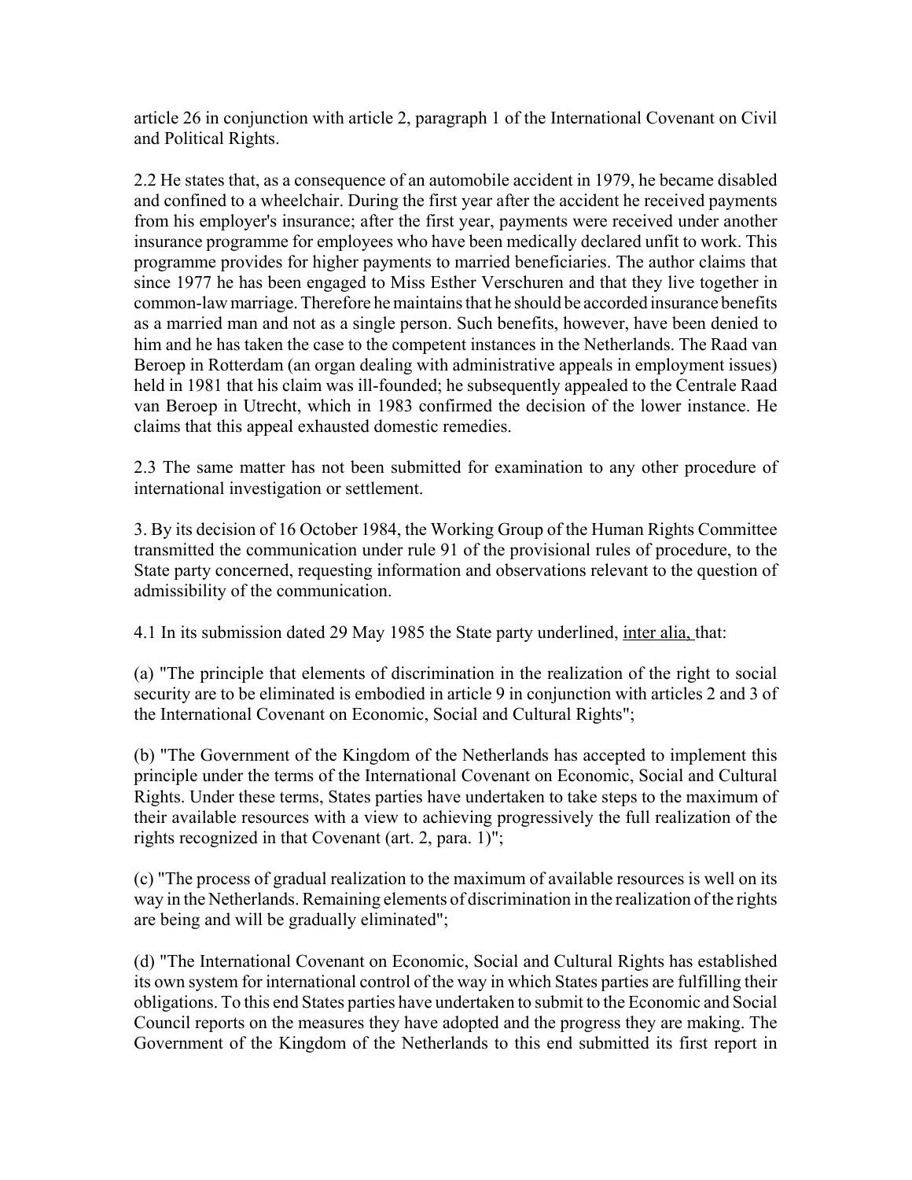article 26 in conjunction with article 2, paragraph 1 of the International Covenant on Civil and Political Rights.

2.2 He states that, as a consequence of an automobile accident in 1979, he became disabled and confined to a wheelchair. During the first year after the accident he received payments from his employer's insurance; after the first year, payments were received under another insurance programme for employees who have been medically declared unfit to work. This programme provides for higher payments to married beneficiaries. The author claims that since 1977 he has been engaged to Miss Esther Verschuren and that they live together in common-law marriage. Therefore he maintains that he should be accorded insurance benefits as a married man and not as a single person. Such benefits, however, have been denied to him and he has taken the case to the competent instances in the Netherlands. The Raad van Beroep in Rotterdam (an organ dealing with administrative appeals in employment issues) held in 1981 that his claim was ill-founded; he subsequently appealed to the Centrale Raad van Beroep in Utrecht, which in 1983 confirmed the decision of the lower instance. He claims that this appeal exhausted domestic remedies.

2.3 The same matter has not been submitted for examination to any other procedure of international investigation or settlement.

3. By its decision of 16 October 1984, the Working Group of the Human Rights Committee transmitted the communication under rule 91 of the provisional rules of procedure, to the State party concerned, requesting information and observations relevant to the question of admissibility of the communication.

4.1 In its submission dated 29 May 1985 the State party underlined, inter alia, that:

(a) "The principle that elements of discrimination in the realization of the right to social security are to be eliminated is embodied in article 9 in conjunction with articles 2 and 3 of the International Covenant on Economic, Social and Cultural Rights";

(b) "The Government of the Kingdom of the Netherlands has accepted to implement this principle under the terms of the International Covenant on Economic, Social and Cultural Rights. Under these terms, States parties have undertaken to take steps to the maximum of their available resources with a view to achieving progressively the full realization of the rights recognized in that Covenant (art. 2, para. 1)";

(c) "The process of gradual realization to the maximum of available resources is well on its way in the Netherlands. Remaining elements of discrimination in the realization of the rights are being and will be gradually eliminated";

(d) "The International Covenant on Economic, Social and Cultural Rights has established its own system for international control of the way in which States parties are fulfilling their obligations. To this end States parties have undertaken to submit to the Economic and Social Council reports on the measures they have adopted and the progress they are making. The Government of the Kingdom of the Netherlands to this end submitted its first report in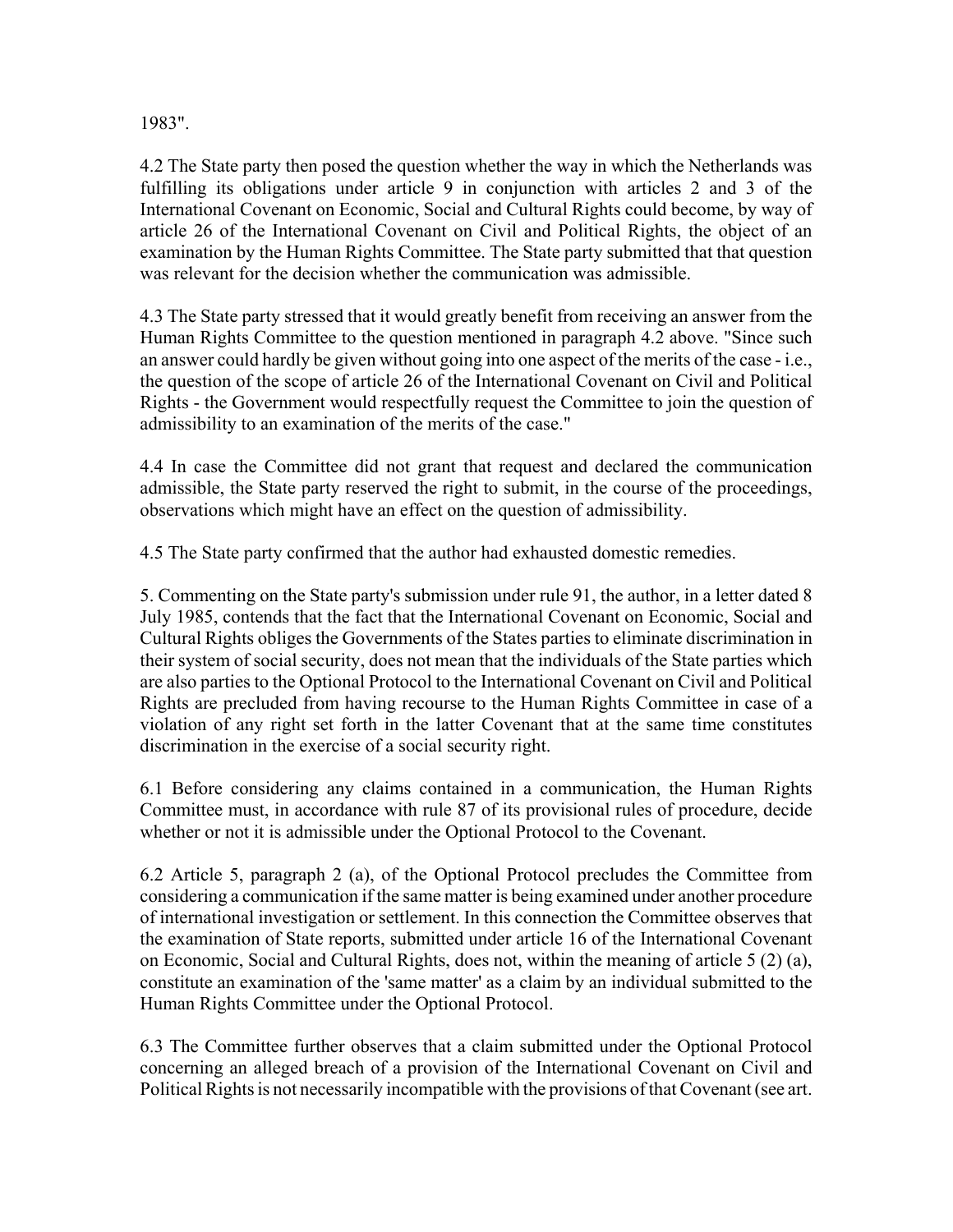1983".

4.2 The State party then posed the question whether the way in which the Netherlands was fulfilling its obligations under article 9 in conjunction with articles 2 and 3 of the International Covenant on Economic, Social and Cultural Rights could become, by way of article 26 of the International Covenant on Civil and Political Rights, the object of an examination by the Human Rights Committee. The State party submitted that that question was relevant for the decision whether the communication was admissible.

4.3 The State party stressed that it would greatly benefit from receiving an answer from the Human Rights Committee to the question mentioned in paragraph 4.2 above. "Since such an answer could hardly be given without going into one aspect of the merits of the case - i.e., the question of the scope of article 26 of the International Covenant on Civil and Political Rights - the Government would respectfully request the Committee to join the question of admissibility to an examination of the merits of the case."

4.4 In case the Committee did not grant that request and declared the communication admissible, the State party reserved the right to submit, in the course of the proceedings, observations which might have an effect on the question of admissibility.

4.5 The State party confirmed that the author had exhausted domestic remedies.

5. Commenting on the State party's submission under rule 91, the author, in a letter dated 8 July 1985, contends that the fact that the International Covenant on Economic, Social and Cultural Rights obliges the Governments of the States parties to eliminate discrimination in their system of social security, does not mean that the individuals of the State parties which are also parties to the Optional Protocol to the International Covenant on Civil and Political Rights are precluded from having recourse to the Human Rights Committee in case of a violation of any right set forth in the latter Covenant that at the same time constitutes discrimination in the exercise of a social security right.

6.1 Before considering any claims contained in a communication, the Human Rights Committee must, in accordance with rule 87 of its provisional rules of procedure, decide whether or not it is admissible under the Optional Protocol to the Covenant.

6.2 Article 5, paragraph 2 (a), of the Optional Protocol precludes the Committee from considering a communication if the same matter is being examined under another procedure of international investigation or settlement. In this connection the Committee observes that the examination of State reports, submitted under article 16 of the International Covenant on Economic, Social and Cultural Rights, does not, within the meaning of article 5 (2) (a), constitute an examination of the 'same matter' as a claim by an individual submitted to the Human Rights Committee under the Optional Protocol.

6.3 The Committee further observes that a claim submitted under the Optional Protocol concerning an alleged breach of a provision of the International Covenant on Civil and Political Rights is not necessarily incompatible with the provisions of that Covenant (see art.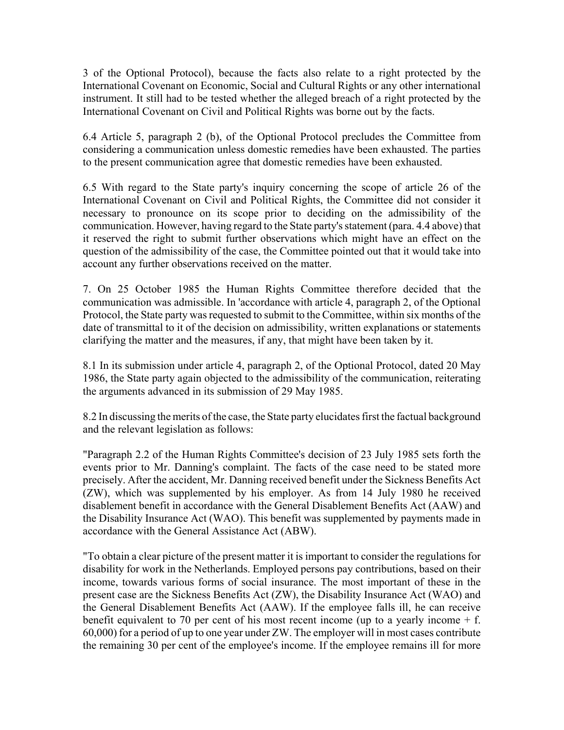3 of the Optional Protocol), because the facts also relate to a right protected by the International Covenant on Economic, Social and Cultural Rights or any other international instrument. It still had to be tested whether the alleged breach of a right protected by the International Covenant on Civil and Political Rights was borne out by the facts.

6.4 Article 5, paragraph 2 (b), of the Optional Protocol precludes the Committee from considering a communication unless domestic remedies have been exhausted. The parties to the present communication agree that domestic remedies have been exhausted.

6.5 With regard to the State party's inquiry concerning the scope of article 26 of the International Covenant on Civil and Political Rights, the Committee did not consider it necessary to pronounce on its scope prior to deciding on the admissibility of the communication. However, having regard to the State party's statement (para. 4.4 above) that it reserved the right to submit further observations which might have an effect on the question of the admissibility of the case, the Committee pointed out that it would take into account any further observations received on the matter.

7. On 25 October 1985 the Human Rights Committee therefore decided that the communication was admissible. In 'accordance with article 4, paragraph 2, of the Optional Protocol, the State party was requested to submit to the Committee, within six months of the date of transmittal to it of the decision on admissibility, written explanations or statements clarifying the matter and the measures, if any, that might have been taken by it.

8.1 In its submission under article 4, paragraph 2, of the Optional Protocol, dated 20 May 1986, the State party again objected to the admissibility of the communication, reiterating the arguments advanced in its submission of 29 May 1985.

8.2 In discussing the merits of the case, the State party elucidates first the factual background and the relevant legislation as follows:

"Paragraph 2.2 of the Human Rights Committee's decision of 23 July 1985 sets forth the events prior to Mr. Danning's complaint. The facts of the case need to be stated more precisely. After the accident, Mr. Danning received benefit under the Sickness Benefits Act (ZW), which was supplemented by his employer. As from 14 July 1980 he received disablement benefit in accordance with the General Disablement Benefits Act (AAW) and the Disability Insurance Act (WAO). This benefit was supplemented by payments made in accordance with the General Assistance Act (ABW).

"To obtain a clear picture of the present matter it is important to consider the regulations for disability for work in the Netherlands. Employed persons pay contributions, based on their income, towards various forms of social insurance. The most important of these in the present case are the Sickness Benefits Act (ZW), the Disability Insurance Act (WAO) and the General Disablement Benefits Act (AAW). If the employee falls ill, he can receive benefit equivalent to 70 per cent of his most recent income (up to a yearly income + f. 60,000) for a period of up to one year under ZW. The employer will in most cases contribute the remaining 30 per cent of the employee's income. If the employee remains ill for more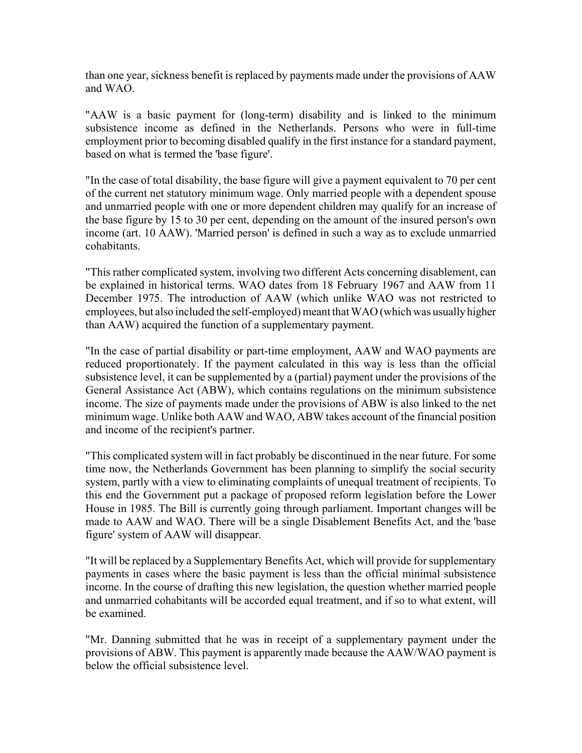than one year, sickness benefit is replaced by payments made under the provisions of AAW and WAO.

"AAW is a basic payment for (long-term) disability and is linked to the minimum subsistence income as defined in the Netherlands. Persons who were in full-time employment prior to becoming disabled qualify in the first instance for a standard payment, based on what is termed the 'base figure'.

"In the case of total disability, the base figure will give a payment equivalent to 70 per cent of the current net statutory minimum wage. Only married people with a dependent spouse and unmarried people with one or more dependent children may qualify for an increase of the base figure by 15 to 30 per cent, depending on the amount of the insured person's own income (art. 10 AAW). 'Married person' is defined in such a way as to exclude unmarried cohabitants.

"This rather complicated system, involving two different Acts concerning disablement, can be explained in historical terms. WAO dates from 18 February 1967 and AAW from 11 December 1975. The introduction of AAW (which unlike WAO was not restricted to employees, but also included the self-employed) meant that WAO (which was usually higher than AAW) acquired the function of a supplementary payment.

"In the case of partial disability or part-time employment, AAW and WAO payments are reduced proportionately. If the payment calculated in this way is less than the official subsistence level, it can be supplemented by a (partial) payment under the provisions of the General Assistance Act (ABW), which contains regulations on the minimum subsistence income. The size of payments made under the provisions of ABW is also linked to the net minimum wage. Unlike both AAW and WAO, ABW takes account of the financial position and income of the recipient's partner.

"This complicated system will in fact probably be discontinued in the near future. For some time now, the Netherlands Government has been planning to simplify the social security system, partly with a view to eliminating complaints of unequal treatment of recipients. To this end the Government put a package of proposed reform legislation before the Lower House in 1985. The Bill is currently going through parliament. Important changes will be made to AAW and WAO. There will be a single Disablement Benefits Act, and the 'base figure' system of AAW will disappear.

"It will be replaced by a Supplementary Benefits Act, which will provide for supplementary payments in cases where the basic payment is less than the official minimal subsistence income. In the course of drafting this new legislation, the question whether married people and unmarried cohabitants will be accorded equal treatment, and if so to what extent, will be examined.

"Mr. Danning submitted that he was in receipt of a supplementary payment under the provisions of ABW. This payment is apparently made because the AAW/WAO payment is below the official subsistence level.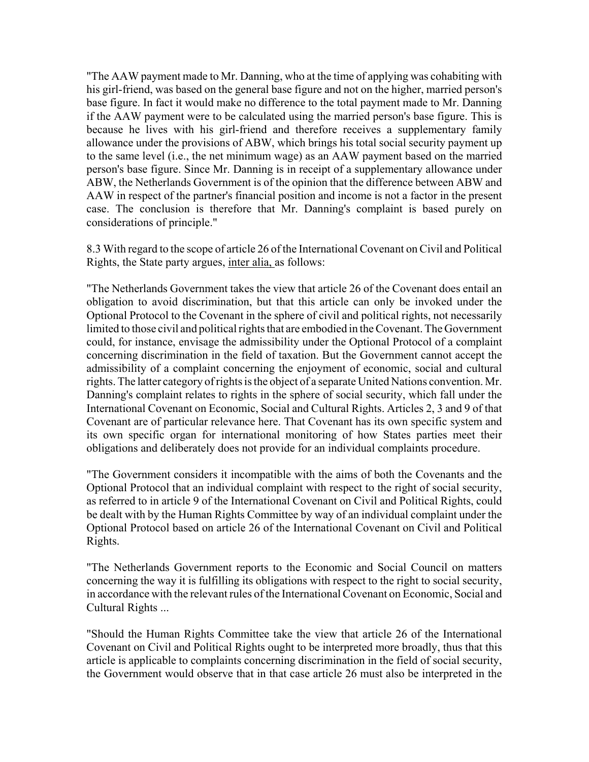"The AAW payment made to Mr. Danning, who at the time of applying was cohabiting with his girl-friend, was based on the general base figure and not on the higher, married person's base figure. In fact it would make no difference to the total payment made to Mr. Danning if the AAW payment were to be calculated using the married person's base figure. This is because he lives with his girl-friend and therefore receives a supplementary family allowance under the provisions of ABW, which brings his total social security payment up to the same level (i.e., the net minimum wage) as an AAW payment based on the married person's base figure. Since Mr. Danning is in receipt of a supplementary allowance under ABW, the Netherlands Government is of the opinion that the difference between ABW and AAW in respect of the partner's financial position and income is not a factor in the present case. The conclusion is therefore that Mr. Danning's complaint is based purely on considerations of principle."

8.3 With regard to the scope of article 26 of the International Covenant on Civil and Political Rights, the State party argues, inter alia, as follows:

"The Netherlands Government takes the view that article 26 of the Covenant does entail an obligation to avoid discrimination, but that this article can only be invoked under the Optional Protocol to the Covenant in the sphere of civil and political rights, not necessarily limited to those civil and political rights that are embodied in the Covenant. The Government could, for instance, envisage the admissibility under the Optional Protocol of a complaint concerning discrimination in the field of taxation. But the Government cannot accept the admissibility of a complaint concerning the enjoyment of economic, social and cultural rights. The latter category of rights is the object of a separate United Nations convention. Mr. Danning's complaint relates to rights in the sphere of social security, which fall under the International Covenant on Economic, Social and Cultural Rights. Articles 2, 3 and 9 of that Covenant are of particular relevance here. That Covenant has its own specific system and its own specific organ for international monitoring of how States parties meet their obligations and deliberately does not provide for an individual complaints procedure.

"The Government considers it incompatible with the aims of both the Covenants and the Optional Protocol that an individual complaint with respect to the right of social security, as referred to in article 9 of the International Covenant on Civil and Political Rights, could be dealt with by the Human Rights Committee by way of an individual complaint under the Optional Protocol based on article 26 of the International Covenant on Civil and Political Rights.

"The Netherlands Government reports to the Economic and Social Council on matters concerning the way it is fulfilling its obligations with respect to the right to social security, in accordance with the relevant rules of the International Covenant on Economic, Social and Cultural Rights ...

"Should the Human Rights Committee take the view that article 26 of the International Covenant on Civil and Political Rights ought to be interpreted more broadly, thus that this article is applicable to complaints concerning discrimination in the field of social security, the Government would observe that in that case article 26 must also be interpreted in the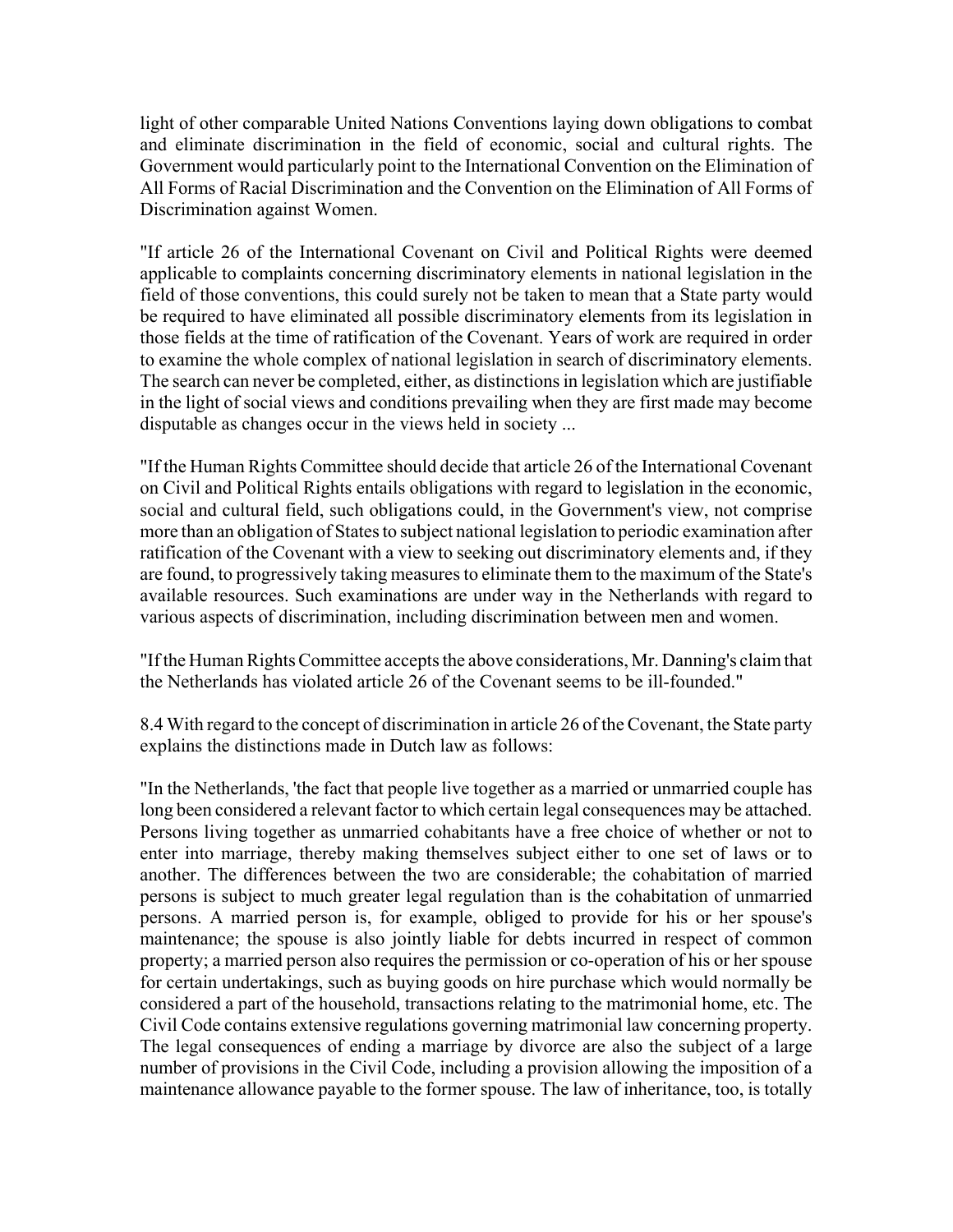light of other comparable United Nations Conventions laying down obligations to combat and eliminate discrimination in the field of economic, social and cultural rights. The Government would particularly point to the International Convention on the Elimination of All Forms of Racial Discrimination and the Convention on the Elimination of All Forms of Discrimination against Women.

"If article 26 of the International Covenant on Civil and Political Rights were deemed applicable to complaints concerning discriminatory elements in national legislation in the field of those conventions, this could surely not be taken to mean that a State party would be required to have eliminated all possible discriminatory elements from its legislation in those fields at the time of ratification of the Covenant. Years of work are required in order to examine the whole complex of national legislation in search of discriminatory elements. The search can never be completed, either, as distinctions in legislation which are justifiable in the light of social views and conditions prevailing when they are first made may become disputable as changes occur in the views held in society ...

"If the Human Rights Committee should decide that article 26 of the International Covenant on Civil and Political Rights entails obligations with regard to legislation in the economic, social and cultural field, such obligations could, in the Government's view, not comprise more than an obligation of States to subject national legislation to periodic examination after ratification of the Covenant with a view to seeking out discriminatory elements and, if they are found, to progressively taking measures to eliminate them to the maximum of the State's available resources. Such examinations are under way in the Netherlands with regard to various aspects of discrimination, including discrimination between men and women.

"If the Human Rights Committee accepts the above considerations, Mr. Danning's claim that the Netherlands has violated article 26 of the Covenant seems to be ill-founded."

8.4 With regard to the concept of discrimination in article 26 of the Covenant, the State party explains the distinctions made in Dutch law as follows:

"In the Netherlands, 'the fact that people live together as a married or unmarried couple has long been considered a relevant factor to which certain legal consequences may be attached. Persons living together as unmarried cohabitants have a free choice of whether or not to enter into marriage, thereby making themselves subject either to one set of laws or to another. The differences between the two are considerable; the cohabitation of married persons is subject to much greater legal regulation than is the cohabitation of unmarried persons. A married person is, for example, obliged to provide for his or her spouse's maintenance; the spouse is also jointly liable for debts incurred in respect of common property; a married person also requires the permission or co-operation of his or her spouse for certain undertakings, such as buying goods on hire purchase which would normally be considered a part of the household, transactions relating to the matrimonial home, etc. The Civil Code contains extensive regulations governing matrimonial law concerning property. The legal consequences of ending a marriage by divorce are also the subject of a large number of provisions in the Civil Code, including a provision allowing the imposition of a maintenance allowance payable to the former spouse. The law of inheritance, too, is totally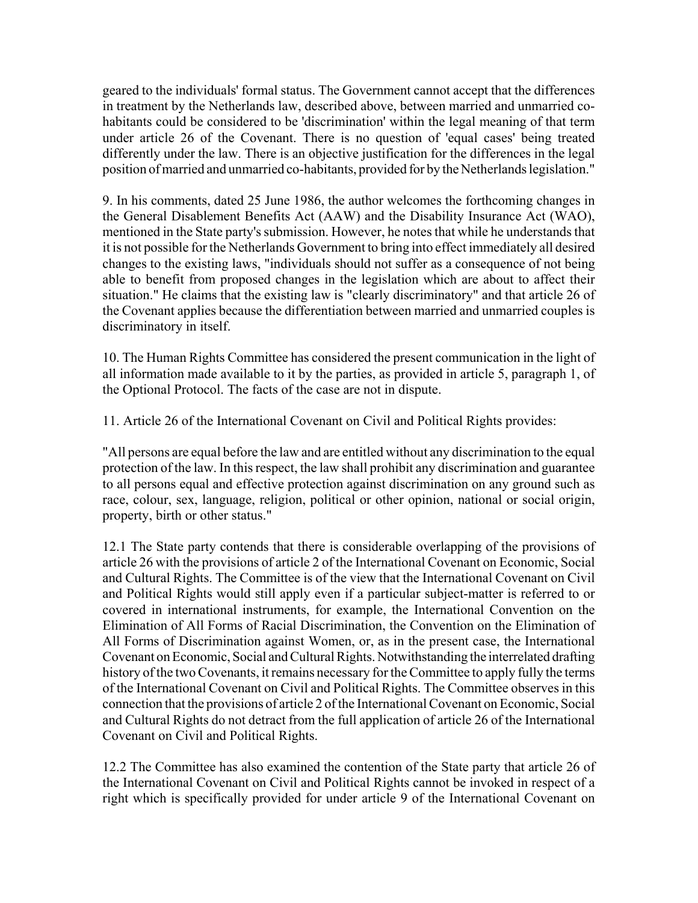geared to the individuals' formal status. The Government cannot accept that the differences in treatment by the Netherlands law, described above, between married and unmarried co-habitants could be considered to be 'discrimination' within the legal meaning of that term under article 26 of the Covenant. There is no question of 'equal cases' being treated differently under the law. There is an objective justification for the differences in the legal position of married and unmarried co-habitants, provided for by the Netherlands legislation."

9. In his comments, dated 25 June 1986, the author welcomes the forthcoming changes in the General Disablement Benefits Act (AAW) and the Disability Insurance Act (WAO), mentioned in the State party's submission. However, he notes that while he understands that it is not possible for the Netherlands Government to bring into effect immediately all desired changes to the existing laws, "individuals should not suffer as a consequence of not being able to benefit from proposed changes in the legislation which are about to affect their situation." He claims that the existing law is "clearly discriminatory" and that article 26 of the Covenant applies because the differentiation between married and unmarried couples is discriminatory in itself.

10. The Human Rights Committee has considered the present communication in the light of all information made available to it by the parties, as provided in article 5, paragraph 1, of the Optional Protocol. The facts of the case are not in dispute.

11. Article 26 of the International Covenant on Civil and Political Rights provides:

"All persons are equal before the law and are entitled without any discrimination to the equal protection of the law. In this respect, the law shall prohibit any discrimination and guarantee to all persons equal and effective protection against discrimination on any ground such as race, colour, sex, language, religion, political or other opinion, national or social origin, property, birth or other status."

12.1 The State party contends that there is considerable overlapping of the provisions of article 26 with the provisions of article 2 of the International Covenant on Economic, Social and Cultural Rights. The Committee is of the view that the International Covenant on Civil and Political Rights would still apply even if a particular subject-matter is referred to or covered in international instruments, for example, the International Convention on the Elimination of All Forms of Racial Discrimination, the Convention on the Elimination of All Forms of Discrimination against Women, or, as in the present case, the International Covenant on Economic, Social and Cultural Rights. Notwithstanding the interrelated drafting history of the two Covenants, it remains necessary for the Committee to apply fully the terms of the International Covenant on Civil and Political Rights. The Committee observes in this connection that the provisions of article 2 of the International Covenant on Economic, Social and Cultural Rights do not detract from the full application of article 26 of the International Covenant on Civil and Political Rights.

12.2 The Committee has also examined the contention of the State party that article 26 of the International Covenant on Civil and Political Rights cannot be invoked in respect of a right which is specifically provided for under article 9 of the International Covenant on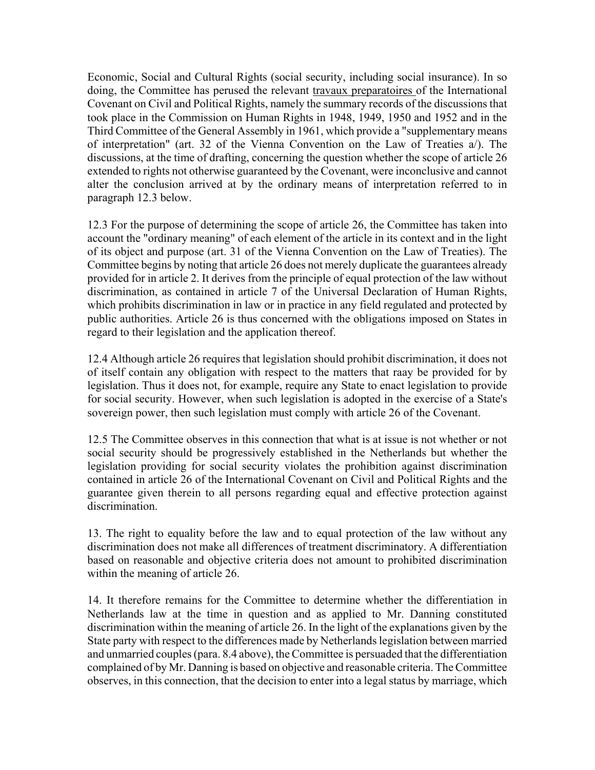Economic, Social and Cultural Rights (social security, including social insurance). In so doing, the Committee has perused the relevant travaux preparatoires of the International Covenant on Civil and Political Rights, namely the summary records of the discussions that took place in the Commission on Human Rights in 1948, 1949, 1950 and 1952 and in the Third Committee of the General Assembly in 1961, which provide a "supplementary means of interpretation" (art. 32 of the Vienna Convention on the Law of Treaties a/). The discussions, at the time of drafting, concerning the question whether the scope of article 26 extended to rights not otherwise guaranteed by the Covenant, were inconclusive and cannot alter the conclusion arrived at by the ordinary means of interpretation referred to in paragraph 12.3 below.

12.3 For the purpose of determining the scope of article 26, the Committee has taken into account the "ordinary meaning" of each element of the article in its context and in the light of its object and purpose (art. 31 of the Vienna Convention on the Law of Treaties). The Committee begins by noting that article 26 does not merely duplicate the guarantees already provided for in article 2. It derives from the principle of equal protection of the law without discrimination, as contained in article 7 of the Universal Declaration of Human Rights, which prohibits discrimination in law or in practice in any field regulated and protected by public authorities. Article 26 is thus concerned with the obligations imposed on States in regard to their legislation and the application thereof.

12.4 Although article 26 requires that legislation should prohibit discrimination, it does not of itself contain any obligation with respect to the matters that raay be provided for by legislation. Thus it does not, for example, require any State to enact legislation to provide for social security. However, when such legislation is adopted in the exercise of a State's sovereign power, then such legislation must comply with article 26 of the Covenant.

12.5 The Committee observes in this connection that what is at issue is not whether or not social security should be progressively established in the Netherlands but whether the legislation providing for social security violates the prohibition against discrimination contained in article 26 of the International Covenant on Civil and Political Rights and the guarantee given therein to all persons regarding equal and effective protection against discrimination.

13. The right to equality before the law and to equal protection of the law without any discrimination does not make all differences of treatment discriminatory. A differentiation based on reasonable and objective criteria does not amount to prohibited discrimination within the meaning of article 26.

14. It therefore remains for the Committee to determine whether the differentiation in Netherlands law at the time in question and as applied to Mr. Danning constituted discrimination within the meaning of article 26. In the light of the explanations given by the State party with respect to the differences made by Netherlands legislation between married and unmarried couples (para. 8.4 above), the Committee is persuaded that the differentiation complained of by Mr. Danning is based on objective and reasonable criteria. The Committee observes, in this connection, that the decision to enter into a legal status by marriage, which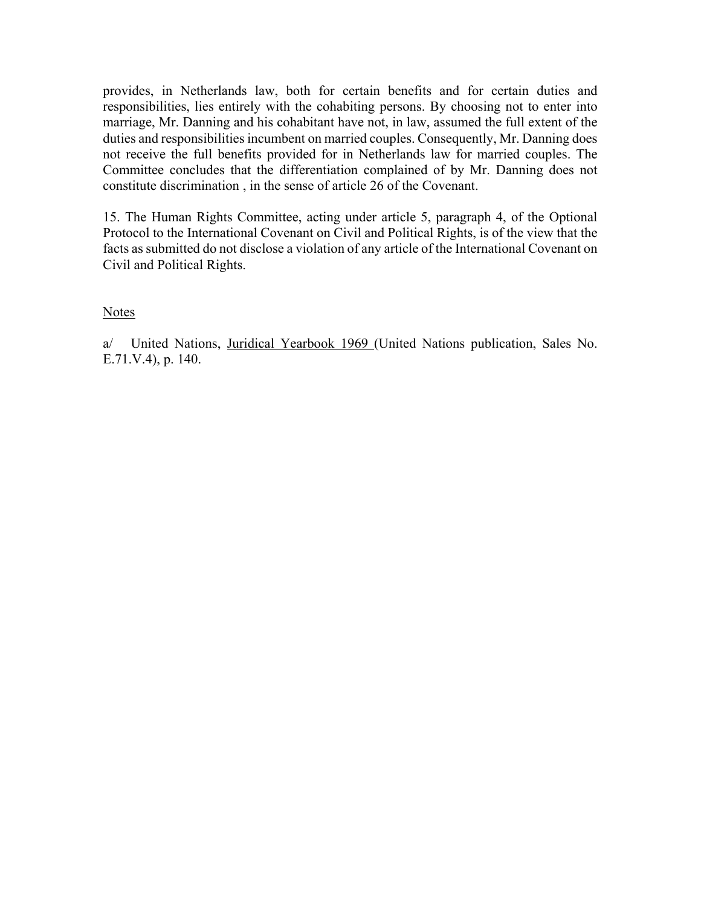provides, in Netherlands law, both for certain benefits and for certain duties and responsibilities, lies entirely with the cohabiting persons. By choosing not to enter into marriage, Mr. Danning and his cohabitant have not, in law, assumed the full extent of the duties and responsibilities incumbent on married couples. Consequently, Mr. Danning does not receive the full benefits provided for in Netherlands law for married couples. The Committee concludes that the differentiation complained of by Mr. Danning does not constitute discrimination , in the sense of article 26 of the Covenant.

15. The Human Rights Committee, acting under article 5, paragraph 4, of the Optional Protocol to the International Covenant on Civil and Political Rights, is of the view that the facts as submitted do not disclose a violation of any article of the International Covenant on Civil and Political Rights.

Notes

a/ United Nations, Juridical Yearbook 1969 (United Nations publication, Sales No. E.71.V.4), p. 140.